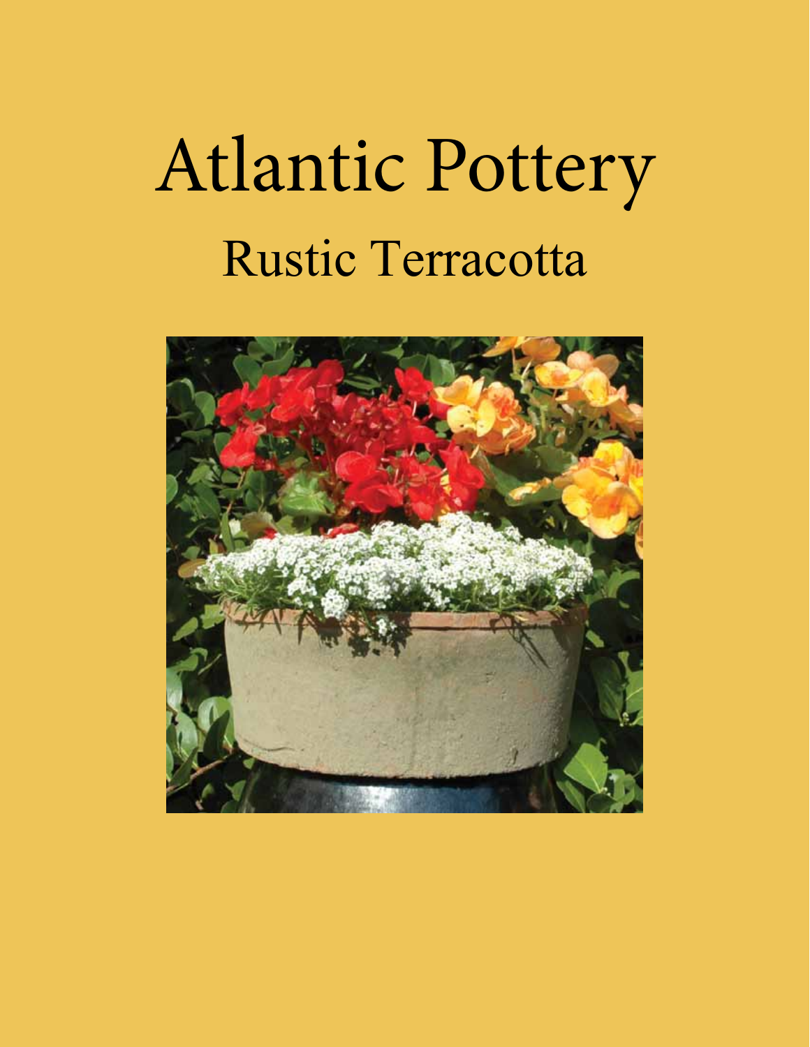# Atlantic Pottery

## Rustic Terracotta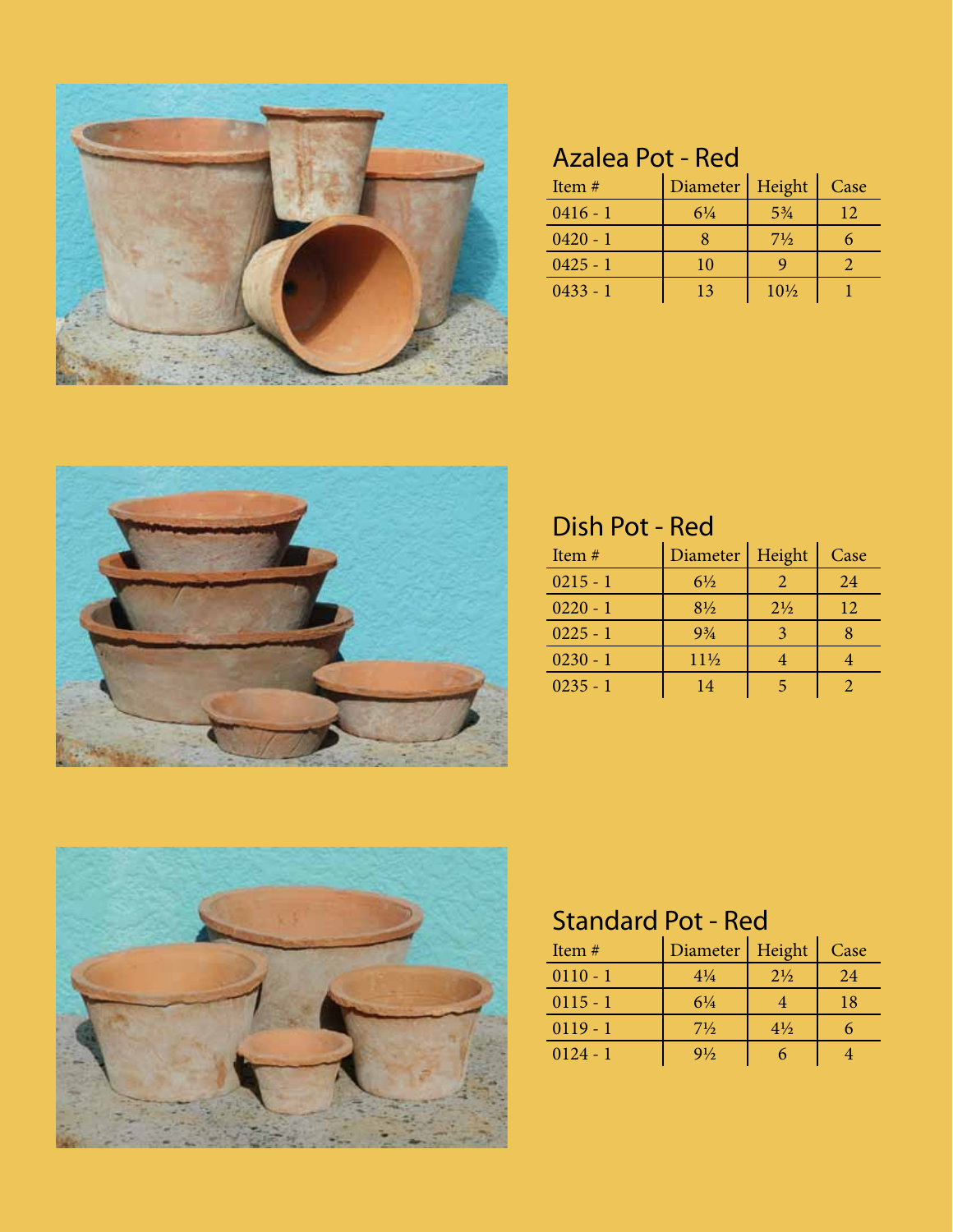## Azalea Pot - Red

| Item # | Diameter | Height | Case |
|---|---|---|---|
| 0416 - 1 | 6¼ | 5¾ | 12 |
| 0420 - 1 | 8 | 7½ | 6 |
| 0425 - 1 | 10 | 9 | 2 |
| 0433 - 1 | 13 | 10½ | 1 |

## Dish Pot - Red

| Item # | Diameter | Height | Case |
|---|---|---|---|
| 0215 - 1 | 6½ | 2 | 24 |
| 0220 - 1 | 8½ | 2½ | 12 |
| 0225 - 1 | 9¾ | 3 | 8 |
| 0230 - 1 | 11½ | 4 | 4 |
| 0235 - 1 | 14 | 5 | 2 |

## Standard Pot - Red

| Item # | Diameter | Height | Case |
|---|---|---|---|
| 0110 - 1 | 4¼ | 2½ | 24 |
| 0115 - 1 | 6¼ | 4 | 18 |
| 0119 - 1 | 7½ | 4½ | 6 |
| 0124 - 1 | 9½ | 6 | 4 |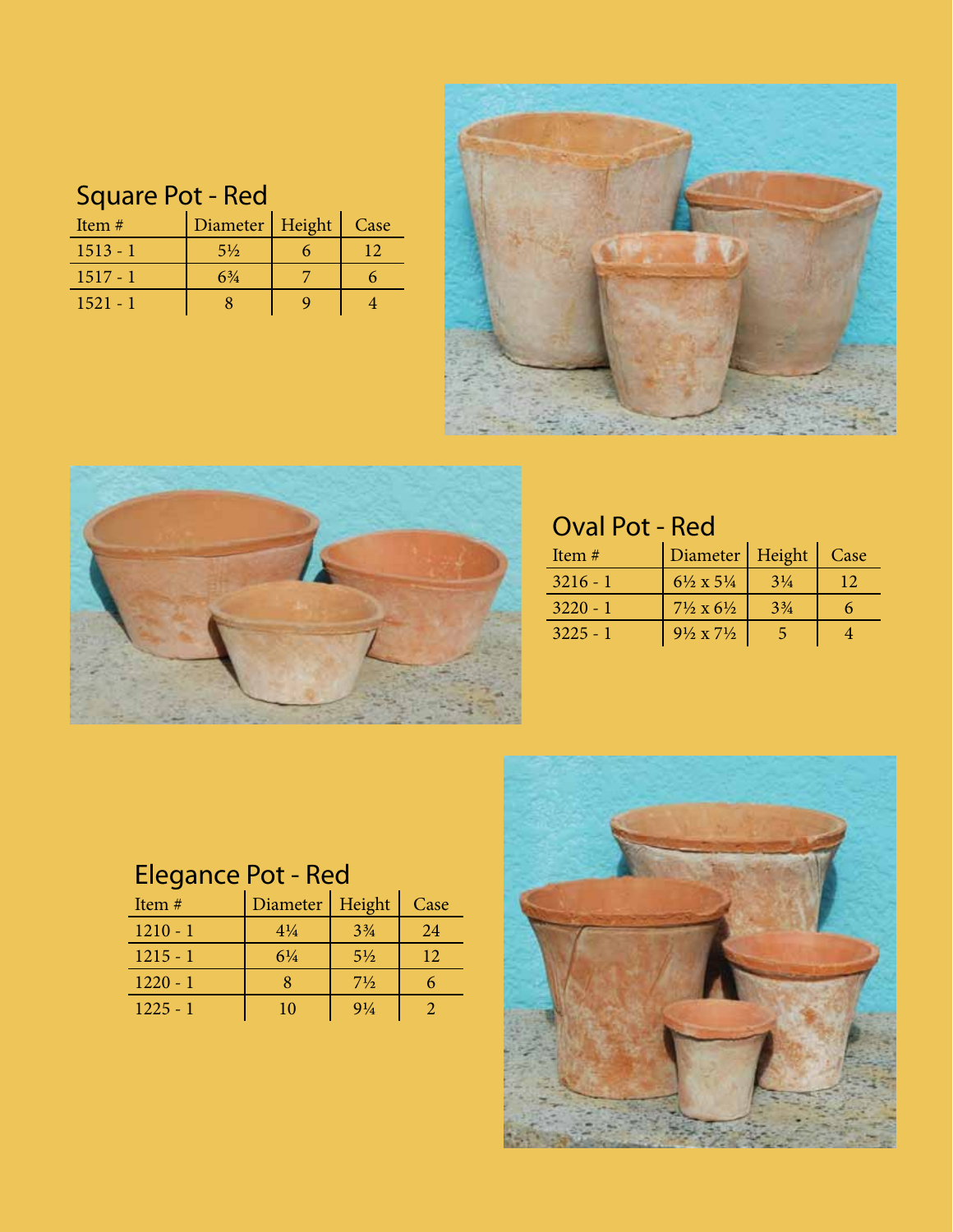## Square Pot - Red

| Item # | Diameter | Height | Case |
|---|---|---|---|
| 1513 - 1 | 5½ | 6 | 12 |
| 1517 - 1 | 6¾ | 7 | 6 |
| 1521 - 1 | 8 | 9 | 4 |

## Oval Pot - Red

| Item # | Diameter | Height | Case |
|---|---|---|---|
| 3216 - 1 | 6½ x 5¼ | 3¼ | 12 |
| 3220 - 1 | 7½ x 6½ | 3¾ | 6 |
| 3225 - 1 | 9½ x 7½ | 5 | 4 |

## Elegance Pot - Red

| Item # | Diameter | Height | Case |
|---|---|---|---|
| 1210 - 1 | 4¼ | 3¾ | 24 |
| 1215 - 1 | 6¼ | 5½ | 12 |
| 1220 - 1 | 8 | 7½ | 6 |
| 1225 - 1 | 10 | 9¼ | 2 |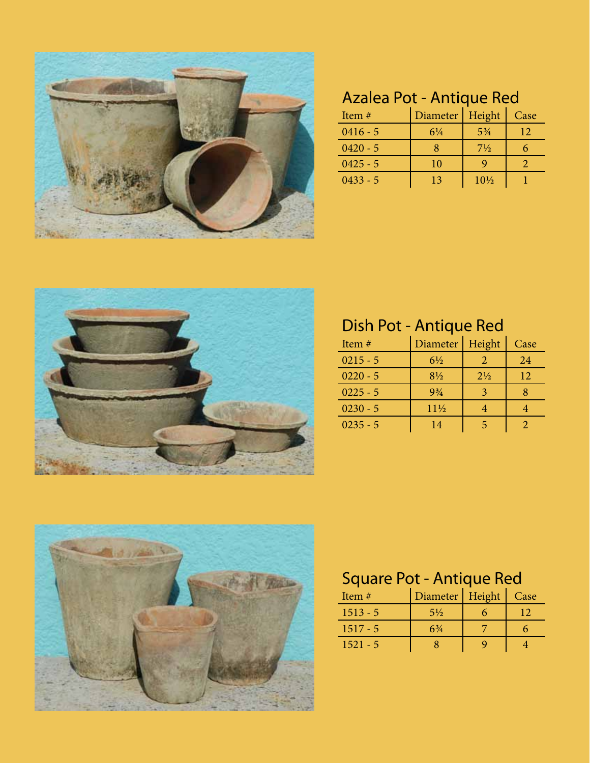## Azalea Pot - Antique Red

| Item # | Diameter | Height | Case |
|---|---|---|---|
| 0416 - 5 | 6¼ | 5¾ | 12 |
| 0420 - 5 | 8 | 7½ | 6 |
| 0425 - 5 | 10 | 9 | 2 |
| 0433 - 5 | 13 | 10½ | 1 |

## Dish Pot - Antique Red

| Item # | Diameter | Height | Case |
|---|---|---|---|
| 0215 - 5 | 6½ | 2 | 24 |
| 0220 - 5 | 8½ | 2½ | 12 |
| 0225 - 5 | 9¾ | 3 | 8 |
| 0230 - 5 | 11½ | 4 | 4 |
| 0235 - 5 | 14 | 5 | 2 |

## Square Pot - Antique Red

| Item # | Diameter | Height | Case |
|---|---|---|---|
| 1513 - 5 | 5½ | 6 | 12 |
| 1517 - 5 | 6¾ | 7 | 6 |
| 1521 - 5 | 8 | 9 | 4 |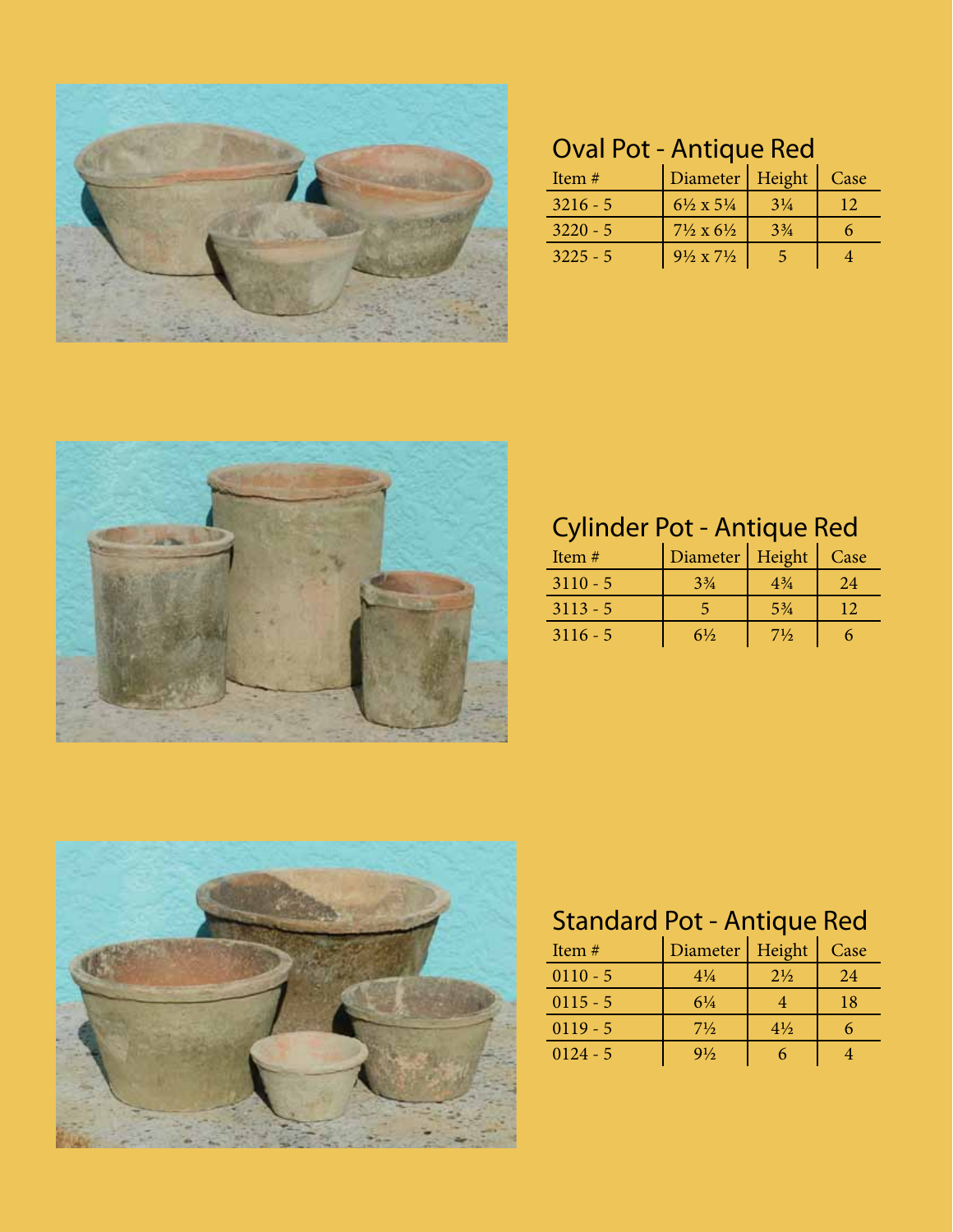## Oval Pot - Antique Red

| Item # | Diameter | Height | Case |
|---|---|---|---|
| 3216 - 5 | 6½ x 5¼ | 3¼ | 12 |
| 3220 - 5 | 7½ x 6½ | 3¾ | 6 |
| 3225 - 5 | 9½ x 7½ | 5 | 4 |

## Cylinder Pot - Antique Red

| Item # | Diameter | Height | Case |
|---|---|---|---|
| 3110 - 5 | 3¾ | 4¾ | 24 |
| 3113 - 5 | 5 | 5¾ | 12 |
| 3116 - 5 | 6½ | 7½ | 6 |

## Standard Pot - Antique Red

| Item # | Diameter | Height | Case |
|---|---|---|---|
| 0110 - 5 | 4¼ | 2½ | 24 |
| 0115 - 5 | 6¼ | 4 | 18 |
| 0119 - 5 | 7½ | 4½ | 6 |
| 0124 - 5 | 9½ | 6 | 4 |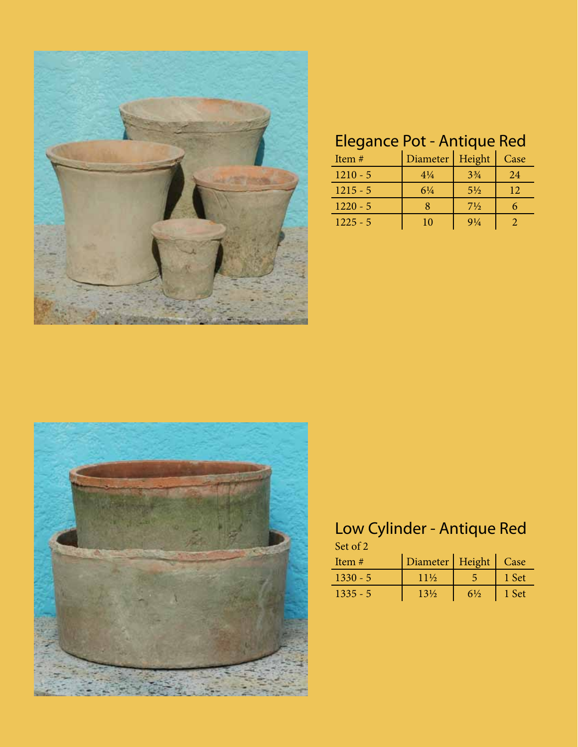## Elegance Pot - Antique Red

| Item # | Diameter | Height | Case |
|---|---|---|---|
| 1210 - 5 | 4¼ | 3¾ | 24 |
| 1215 - 5 | 6¼ | 5½ | 12 |
| 1220 - 5 | 8 | 7½ | 6 |
| 1225 - 5 | 10 | 9¼ | 2 |

## Low Cylinder - Antique Red

Set of 2

| Item # | Diameter | Height | Case |
|---|---|---|---|
| 1330 - 5 | 11½ | 5 | 1 Set |
| 1335 - 5 | 13½ | 6½ | 1 Set |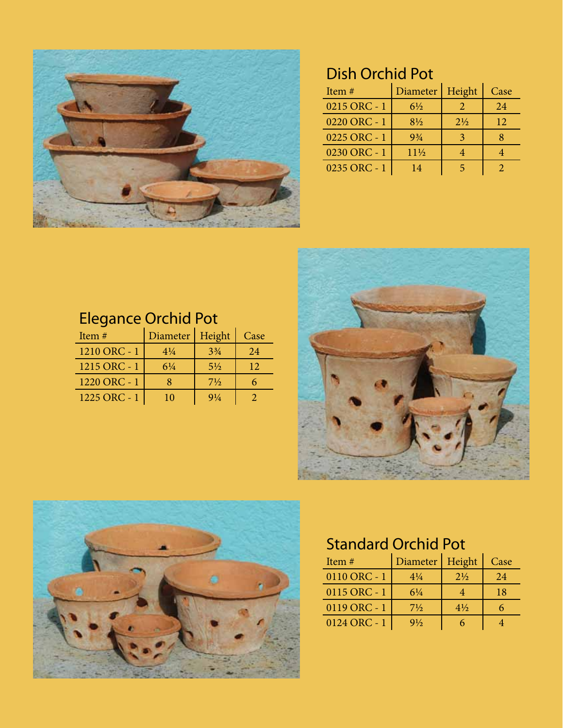## Dish Orchid Pot

| Item # | Diameter | Height | Case |
|---|---|---|---|
| 0215 ORC - 1 | 6½ | 2 | 24 |
| 0220 ORC - 1 | 8½ | 2½ | 12 |
| 0225 ORC - 1 | 9¾ | 3 | 8 |
| 0230 ORC - 1 | 11½ | 4 | 4 |
| 0235 ORC - 1 | 14 | 5 | 2 |

## Elegance Orchid Pot

| Item # | Diameter | Height | Case |
|---|---|---|---|
| 1210 ORC - 1 | 4¼ | 3¾ | 24 |
| 1215 ORC - 1 | 6¼ | 5½ | 12 |
| 1220 ORC - 1 | 8 | 7½ | 6 |
| 1225 ORC - 1 | 10 | 9¼ | 2 |

## Standard Orchid Pot

| Item # | Diameter | Height | Case |
|---|---|---|---|
| 0110 ORC - 1 | 4¼ | 2½ | 24 |
| 0115 ORC - 1 | 6¼ | 4 | 18 |
| 0119 ORC - 1 | 7½ | 4½ | 6 |
| 0124 ORC - 1 | 9½ | 6 | 4 |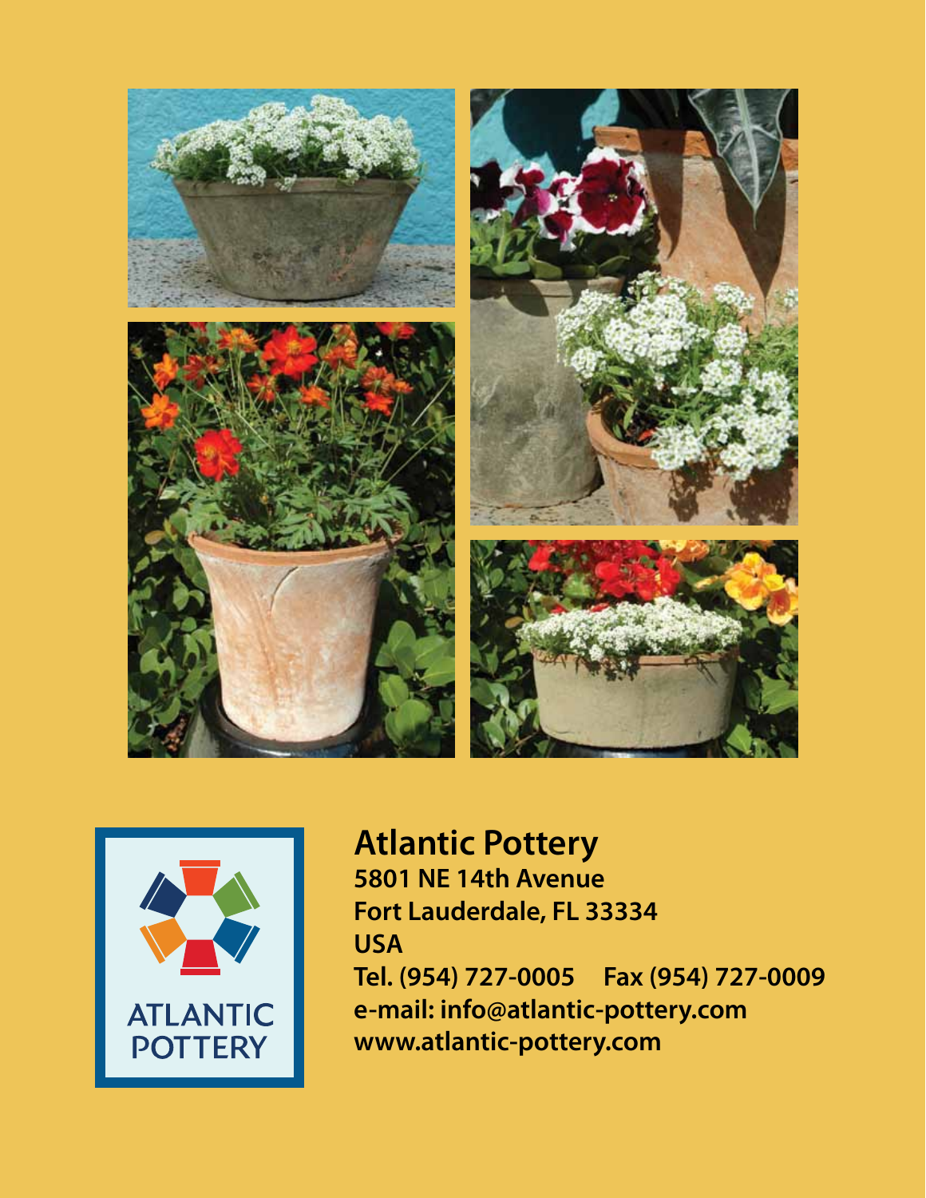## Atlantic Pottery

**5801 NE 14th Avenue**
**Fort Lauderdale, FL 33334**
**USA**
**Tel. (954) 727-0005     Fax (954) 727-0009**
**e-mail: info@atlantic-pottery.com**
**www.atlantic-pottery.com**